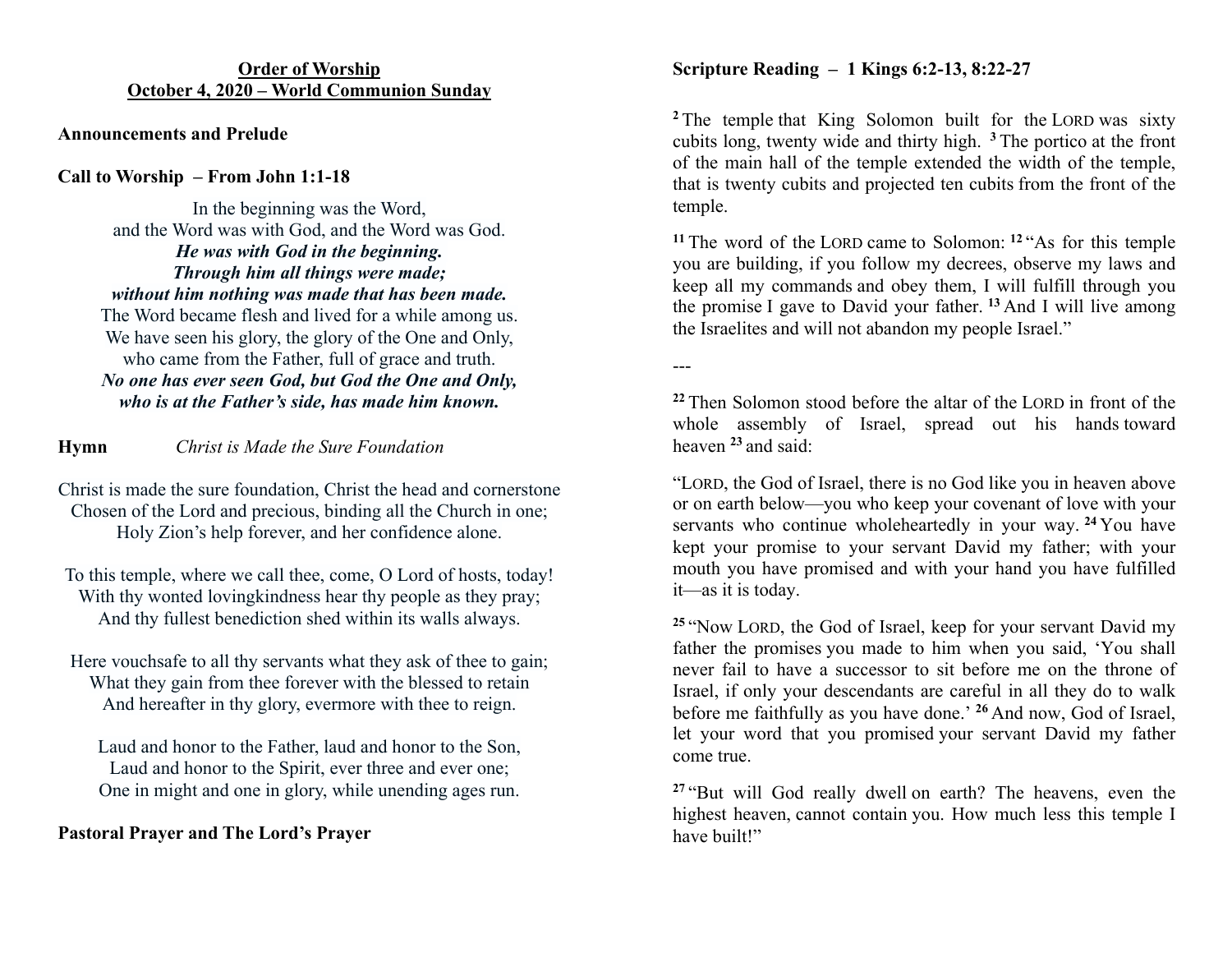**Order of Worship**
**October 4, 2020 – World Communion Sunday**

**Announcements and Prelude**

**Call to Worship – From John 1:1-18**

In the beginning was the Word,
and the Word was with God, and the Word was God.
***He was with God in the beginning.***
***Through him all things were made;***
***without him nothing was made that has been made.***
The Word became flesh and lived for a while among us.
We have seen his glory, the glory of the One and Only,
who came from the Father, full of grace and truth.
***No one has ever seen God, but God the One and Only,***
***who is at the Father's side, has made him known.***

**Hymn** *Christ is Made the Sure Foundation*

Christ is made the sure foundation, Christ the head and cornerstone
Chosen of the Lord and precious, binding all the Church in one;
Holy Zion's help forever, and her confidence alone.

To this temple, where we call thee, come, O Lord of hosts, today!
With thy wonted lovingkindness hear thy people as they pray;
And thy fullest benediction shed within its walls always.

Here vouchsafe to all thy servants what they ask of thee to gain;
What they gain from thee forever with the blessed to retain
And hereafter in thy glory, evermore with thee to reign.

Laud and honor to the Father, laud and honor to the Son,
Laud and honor to the Spirit, ever three and ever one;
One in might and one in glory, while unending ages run.

**Pastoral Prayer and The Lord's Prayer**

**Scripture Reading – 1 Kings 6:2-13, 8:22-27**

[2] The temple that King Solomon built for the LORD was sixty cubits long, twenty wide and thirty high. [3] The portico at the front of the main hall of the temple extended the width of the temple, that is twenty cubits and projected ten cubits from the front of the temple.

[11] The word of the LORD came to Solomon: [12] "As for this temple you are building, if you follow my decrees, observe my laws and keep all my commands and obey them, I will fulfill through you the promise I gave to David your father. [13] And I will live among the Israelites and will not abandon my people Israel."

---

[22] Then Solomon stood before the altar of the LORD in front of the whole assembly of Israel, spread out his hands toward heaven [23] and said:

"LORD, the God of Israel, there is no God like you in heaven above or on earth below—you who keep your covenant of love with your servants who continue wholeheartedly in your way. [24] You have kept your promise to your servant David my father; with your mouth you have promised and with your hand you have fulfilled it—as it is today.

[25] "Now LORD, the God of Israel, keep for your servant David my father the promises you made to him when you said, 'You shall never fail to have a successor to sit before me on the throne of Israel, if only your descendants are careful in all they do to walk before me faithfully as you have done.' [26] And now, God of Israel, let your word that you promised your servant David my father come true.

[27] "But will God really dwell on earth? The heavens, even the highest heaven, cannot contain you. How much less this temple I have built!"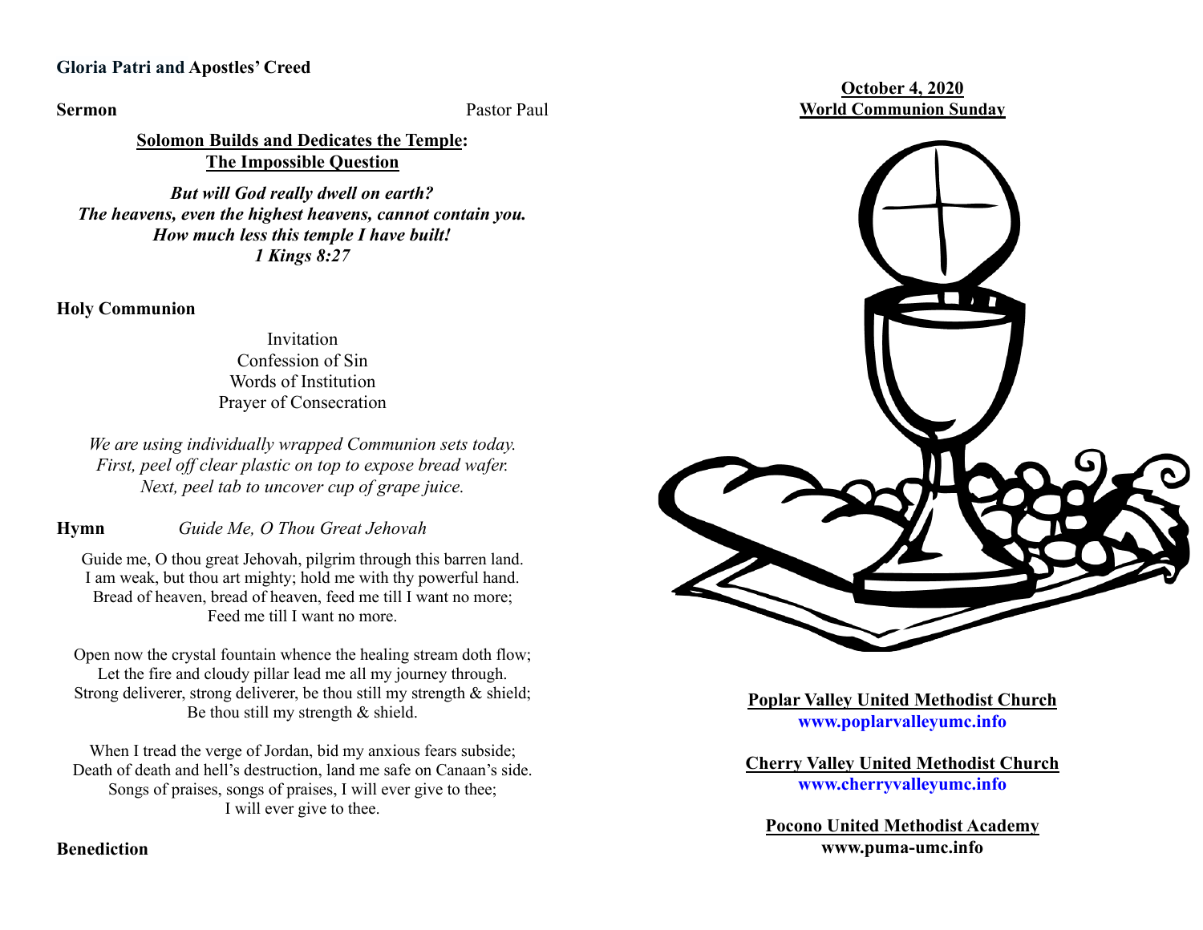**Gloria Patri and Apostles' Creed**

**Sermon** Pastor Paul

**Solomon Builds and Dedicates the Temple: The Impossible Question**

***But will God really dwell on earth?***
***The heavens, even the highest heavens, cannot contain you.***
***How much less this temple I have built!***
***1 Kings 8:27***

**Holy Communion**

Invitation
Confession of Sin
Words of Institution
Prayer of Consecration

*We are using individually wrapped Communion sets today.*
*First, peel off clear plastic on top to expose bread wafer.*
*Next, peel tab to uncover cup of grape juice.*

**Hymn** *Guide Me, O Thou Great Jehovah*

Guide me, O thou great Jehovah, pilgrim through this barren land.
I am weak, but thou art mighty; hold me with thy powerful hand.
Bread of heaven, bread of heaven, feed me till I want no more;
Feed me till I want no more.

Open now the crystal fountain whence the healing stream doth flow;
Let the fire and cloudy pillar lead me all my journey through.
Strong deliverer, strong deliverer, be thou still my strength & shield;
Be thou still my strength & shield.

When I tread the verge of Jordan, bid my anxious fears subside;
Death of death and hell's destruction, land me safe on Canaan's side.
Songs of praises, songs of praises, I will ever give to thee;
I will ever give to thee.

**Benediction**

**October 4, 2020**
**World Communion Sunday**

**Poplar Valley United Methodist Church**
**www.poplarvalleyumc.info**

**Cherry Valley United Methodist Church**
**www.cherryvalleyumc.info**

**Pocono United Methodist Academy**
**www.puma-umc.info**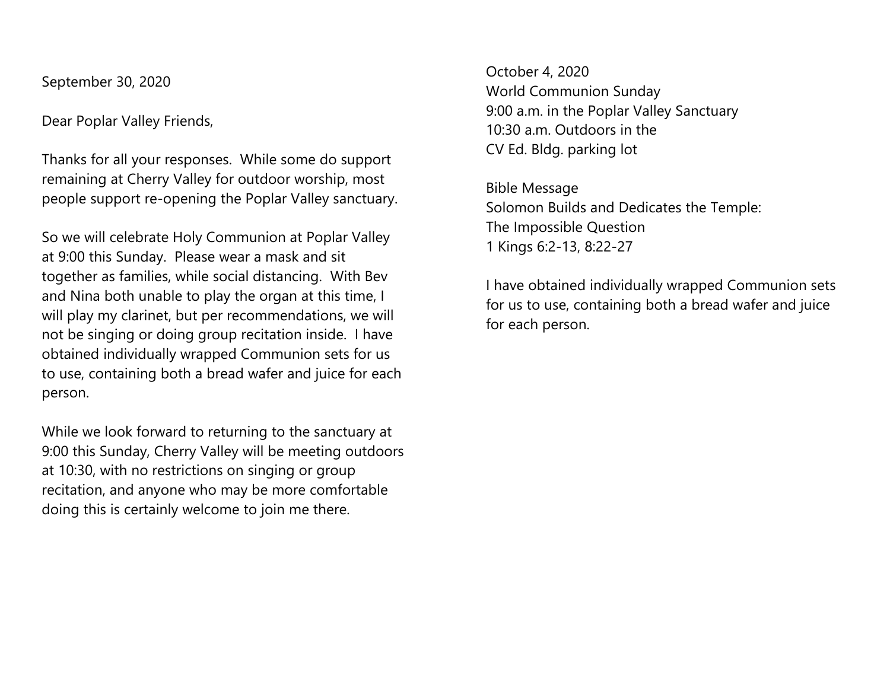September 30, 2020

Dear Poplar Valley Friends,

Thanks for all your responses. While some do support remaining at Cherry Valley for outdoor worship, most people support re-opening the Poplar Valley sanctuary.

So we will celebrate Holy Communion at Poplar Valley at 9:00 this Sunday. Please wear a mask and sit together as families, while social distancing. With Bev and Nina both unable to play the organ at this time, I will play my clarinet, but per recommendations, we will not be singing or doing group recitation inside. I have obtained individually wrapped Communion sets for us to use, containing both a bread wafer and juice for each person.

While we look forward to returning to the sanctuary at 9:00 this Sunday, Cherry Valley will be meeting outdoors at 10:30, with no restrictions on singing or group recitation, and anyone who may be more comfortable doing this is certainly welcome to join me there.

October 4, 2020
World Communion Sunday
9:00 a.m. in the Poplar Valley Sanctuary
10:30 a.m. Outdoors in the
CV Ed. Bldg. parking lot

Bible Message
Solomon Builds and Dedicates the Temple:
The Impossible Question
1 Kings 6:2-13, 8:22-27

I have obtained individually wrapped Communion sets for us to use, containing both a bread wafer and juice for each person.